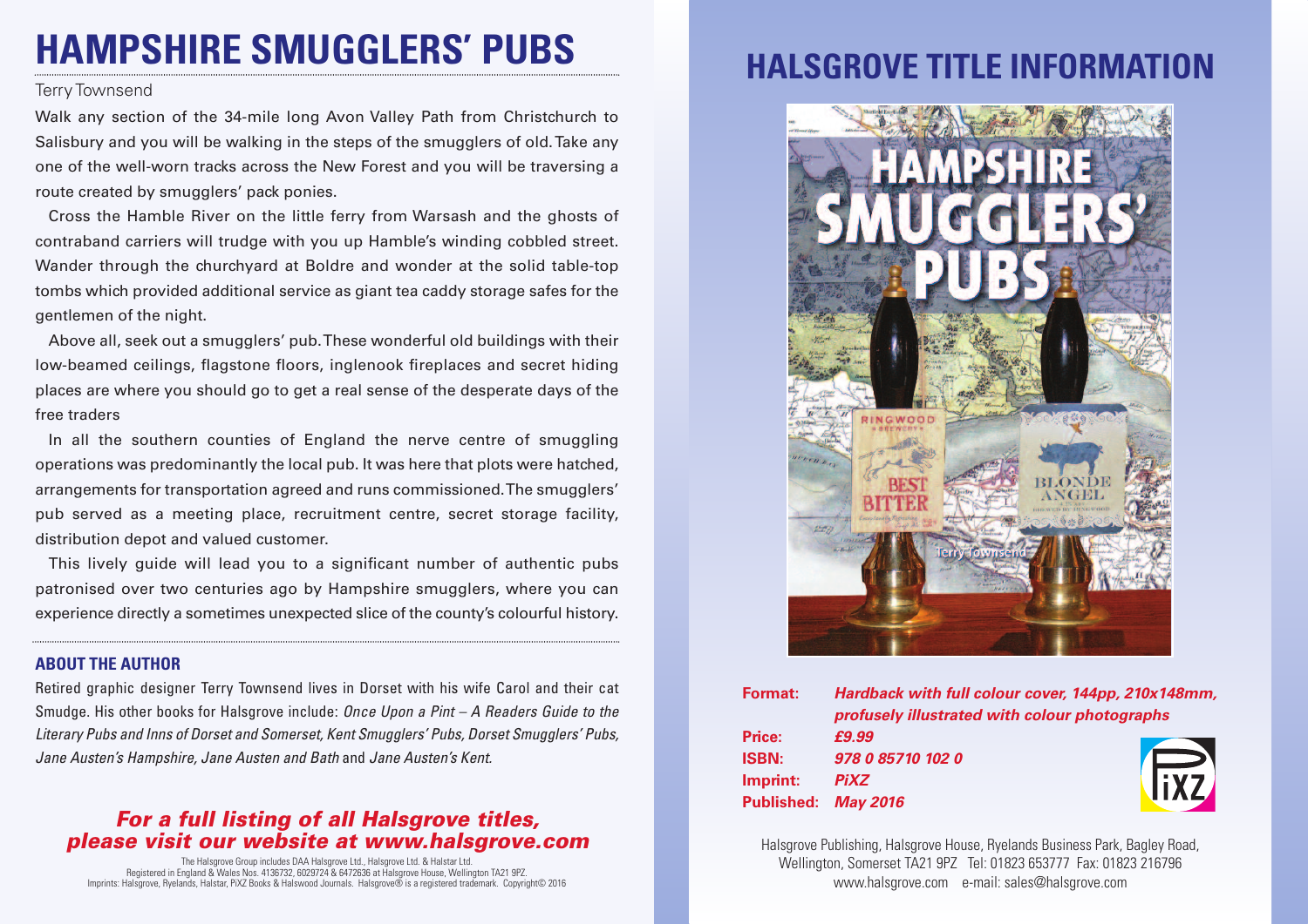# HAMPSHIRE SMUGGLERS' PUBS

Terry Townsend

Walk any section of the 34-mile long Avon Valley Path from Christchurch to Salisbury and you will be walking in the steps of the smugglers of old. Take any one of the well-worn tracks across the New Forest and you will be traversing a route created by smugglers' pack ponies.

Cross the Hamble River on the little ferry from Warsash and the ghosts of contraband carriers will trudge with you up Hamble's winding cobbled street. Wander through the churchyard at Boldre and wonder at the solid table-top tombs which provided additional service as giant tea caddy storage safes for the gentlemen of the night.

Above all, seek out a smugglers' pub. These wonderful old buildings with their low-beamed ceilings, flagstone floors, inglenook fireplaces and secret hiding places are where you should go to get a real sense of the desperate days of the free traders

In all the southern counties of England the nerve centre of smuggling operations was predominantly the local pub. It was here that plots were hatched, arrangements for transportation agreed and runs commissioned. The smugglers' pub served as a meeting place, recruitment centre, secret storage facility, distribution depot and valued customer.

This lively guide will lead you to a significant number of authentic pubs patronised over two centuries ago by Hampshire smugglers, where you can experience directly a sometimes unexpected slice of the county's colourful history.

### ABOUT THE AUTHOR

Retired graphic designer Terry Townsend lives in Dorset with his wife Carol and their cat Smudge. His other books for Halsgrove include: *Once Upon a Pint – A Readers Guide to the Literary Pubs and Inns of Dorset and Somerset, Kent Smugglers' Pubs, Dorset Smugglers' Pubs, Jane Austen's Hampshire, Jane Austen and Bath* and *Jane Austen's Kent.*

***For a full listing of all Halsgrove titles, please visit our website at www.halsgrove.com***

The Halsgrove Group includes DAA Halsgrove Ltd., Halsgrove Ltd. & Halstar Ltd.
Registered in England & Wales Nos. 4136732, 6029724 & 6472636 at Halsgrove House, Wellington TA21 9PZ.
Imprints: Halsgrove, Ryelands, Halstar, PiXZ Books & Halswood Journals. Halsgrove® is a registered trademark. Copyright© 2016

## HALSGROVE TITLE INFORMATION

**Format:** ***Hardback with full colour cover, 144pp, 210x148mm, profusely illustrated with colour photographs***
**Price:** ***£9.99***
**ISBN:** ***978 0 85710 102 0***
**Imprint:** ***PiXZ***
**Published:** ***May 2016***

Halsgrove Publishing, Halsgrove House, Ryelands Business Park, Bagley Road, Wellington, Somerset TA21 9PZ Tel: 01823 653777 Fax: 01823 216796
www.halsgrove.com e-mail: sales@halsgrove.com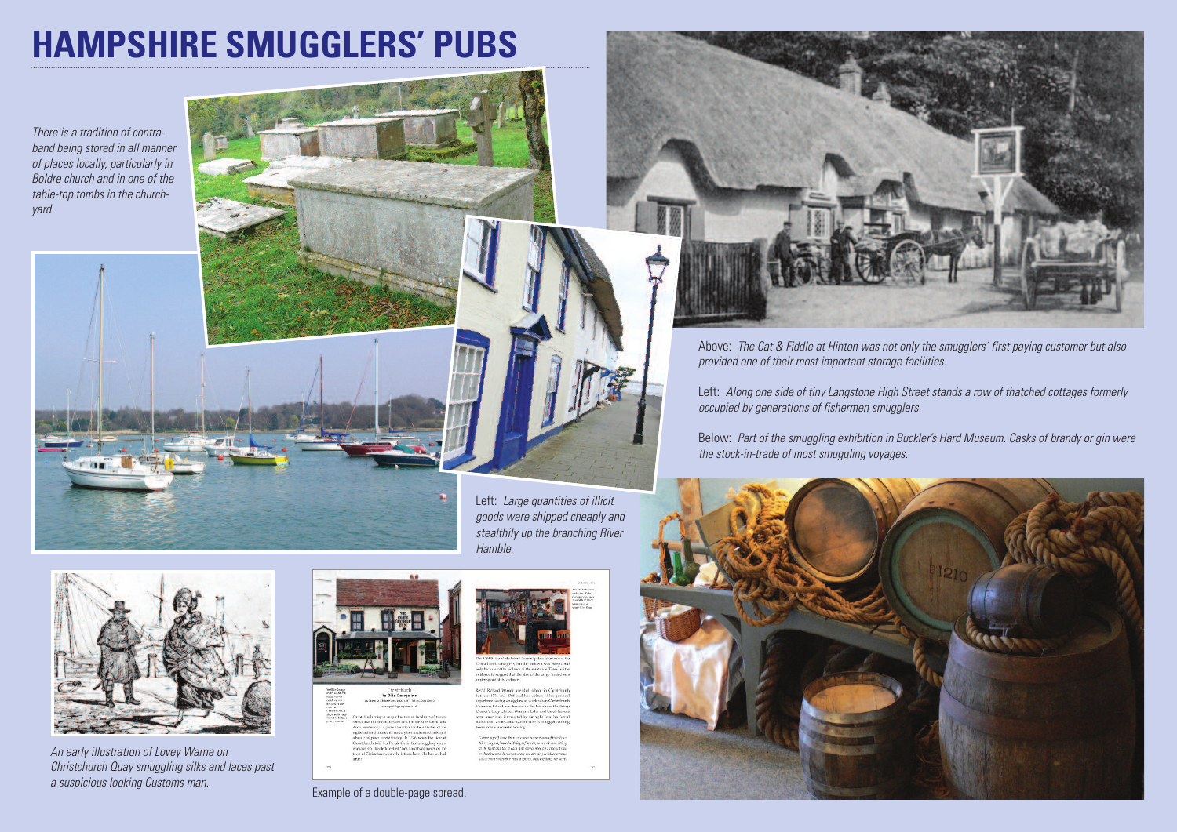# HAMPSHIRE SMUGGLERS' PUBS

*There is a tradition of contraband being stored in all manner of places locally, particularly in Boldre church and in one of the table-top tombs in the churchyard.*

Above: *The Cat & Fiddle at Hinton was not only the smugglers' first paying customer but also provided one of their most important storage facilities.*

Left: *Along one side of tiny Langstone High Street stands a row of thatched cottages formerly occupied by generations of fishermen smugglers.*

Below: *Part of the smuggling exhibition in Buckler's Hard Museum. Casks of brandy or gin were the stock-in-trade of most smuggling voyages.*

Left: *Large quantities of illicit goods were shipped cheaply and stealthily up the branching River Hamble.*

*An early illustration of Lovey Warne on Christchurch Quay smuggling silks and laces past a suspicious looking Customs man.*

Example of a double-page spread.